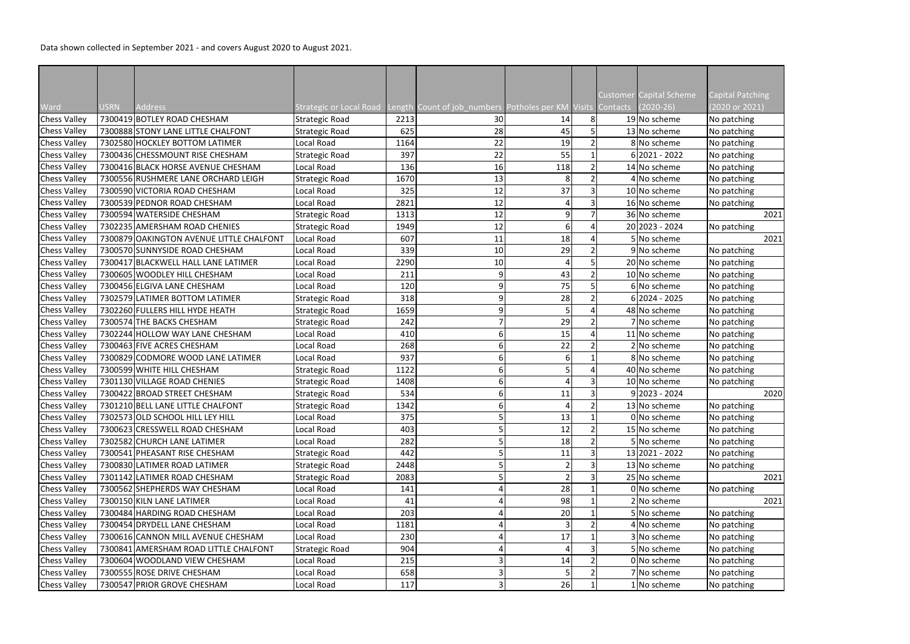Data shown collected in September 2021 - and covers August 2020 to August 2021.

| Ward | USRN | Address | Strategic or Local Road | Length | Count of job_numbers | Potholes per KM | Visits | Customer Contacts | Capital Scheme (2020-26) | Capital Patching (2020 or 2021) |
|---|---|---|---|---|---|---|---|---|---|---|
| Chess Valley | 7300419 | BOTLEY ROAD CHESHAM | Strategic Road | 2213 | 30 | 14 | 8 | 19 | No scheme | No patching |
| Chess Valley | 7300888 | STONY LANE LITTLE CHALFONT | Strategic Road | 625 | 28 | 45 | 5 | 13 | No scheme | No patching |
| Chess Valley | 7302580 | HOCKLEY BOTTOM LATIMER | Local Road | 1164 | 22 | 19 | 2 | 8 | No scheme | No patching |
| Chess Valley | 7300436 | CHESSMOUNT RISE CHESHAM | Strategic Road | 397 | 22 | 55 | 1 | 6 | 2021 - 2022 | No patching |
| Chess Valley | 7300416 | BLACK HORSE AVENUE CHESHAM | Local Road | 136 | 16 | 118 | 2 | 14 | No scheme | No patching |
| Chess Valley | 7300556 | RUSHMERE LANE ORCHARD LEIGH | Strategic Road | 1670 | 13 | 8 | 2 | 4 | No scheme | No patching |
| Chess Valley | 7300590 | VICTORIA ROAD CHESHAM | Local Road | 325 | 12 | 37 | 3 | 10 | No scheme | No patching |
| Chess Valley | 7300539 | PEDNOR ROAD CHESHAM | Local Road | 2821 | 12 | 4 | 3 | 16 | No scheme | No patching |
| Chess Valley | 7300594 | WATERSIDE CHESHAM | Strategic Road | 1313 | 12 | 9 | 7 | 36 | No scheme | 2021 |
| Chess Valley | 7302235 | AMERSHAM ROAD CHENIES | Strategic Road | 1949 | 12 | 6 | 4 | 20 | 2023 - 2024 | No patching |
| Chess Valley | 7300879 | OAKINGTON AVENUE LITTLE CHALFONT | Local Road | 607 | 11 | 18 | 4 | 5 | No scheme | 2021 |
| Chess Valley | 7300570 | SUNNYSIDE ROAD CHESHAM | Local Road | 339 | 10 | 29 | 2 | 9 | No scheme | No patching |
| Chess Valley | 7300417 | BLACKWELL HALL LANE LATIMER | Local Road | 2290 | 10 | 4 | 5 | 20 | No scheme | No patching |
| Chess Valley | 7300605 | WOODLEY HILL CHESHAM | Local Road | 211 | 9 | 43 | 2 | 10 | No scheme | No patching |
| Chess Valley | 7300456 | ELGIVA LANE CHESHAM | Local Road | 120 | 9 | 75 | 5 | 6 | No scheme | No patching |
| Chess Valley | 7302579 | LATIMER BOTTOM LATIMER | Strategic Road | 318 | 9 | 28 | 2 | 6 | 2024 - 2025 | No patching |
| Chess Valley | 7302260 | FULLERS HILL HYDE HEATH | Strategic Road | 1659 | 9 | 5 | 4 | 48 | No scheme | No patching |
| Chess Valley | 7300574 | THE BACKS CHESHAM | Strategic Road | 242 | 7 | 29 | 2 | 7 | No scheme | No patching |
| Chess Valley | 7302244 | HOLLOW WAY LANE CHESHAM | Local Road | 410 | 6 | 15 | 4 | 11 | No scheme | No patching |
| Chess Valley | 7300463 | FIVE ACRES CHESHAM | Local Road | 268 | 6 | 22 | 2 | 2 | No scheme | No patching |
| Chess Valley | 7300829 | CODMORE WOOD LANE LATIMER | Local Road | 937 | 6 | 6 | 1 | 8 | No scheme | No patching |
| Chess Valley | 7300599 | WHITE HILL CHESHAM | Strategic Road | 1122 | 6 | 5 | 4 | 40 | No scheme | No patching |
| Chess Valley | 7301130 | VILLAGE ROAD CHENIES | Strategic Road | 1408 | 6 | 4 | 3 | 10 | No scheme | No patching |
| Chess Valley | 7300422 | BROAD STREET CHESHAM | Strategic Road | 534 | 6 | 11 | 3 | 9 | 2023 - 2024 | 2020 |
| Chess Valley | 7301210 | BELL LANE LITTLE CHALFONT | Strategic Road | 1342 | 6 | 4 | 2 | 13 | No scheme | No patching |
| Chess Valley | 7302573 | OLD SCHOOL HILL LEY HILL | Local Road | 375 | 5 | 13 | 1 | 0 | No scheme | No patching |
| Chess Valley | 7300623 | CRESSWELL ROAD CHESHAM | Local Road | 403 | 5 | 12 | 2 | 15 | No scheme | No patching |
| Chess Valley | 7302582 | CHURCH LANE LATIMER | Local Road | 282 | 5 | 18 | 2 | 5 | No scheme | No patching |
| Chess Valley | 7300541 | PHEASANT RISE CHESHAM | Strategic Road | 442 | 5 | 11 | 3 | 13 | 2021 - 2022 | No patching |
| Chess Valley | 7300830 | LATIMER ROAD LATIMER | Strategic Road | 2448 | 5 | 2 | 3 | 13 | No scheme | No patching |
| Chess Valley | 7301142 | LATIMER ROAD CHESHAM | Strategic Road | 2083 | 5 | 2 | 3 | 25 | No scheme | 2021 |
| Chess Valley | 7300562 | SHEPHERDS WAY CHESHAM | Local Road | 141 | 4 | 28 | 1 | 0 | No scheme | No patching |
| Chess Valley | 7300150 | KILN LANE LATIMER | Local Road | 41 | 4 | 98 | 1 | 2 | No scheme | 2021 |
| Chess Valley | 7300484 | HARDING ROAD CHESHAM | Local Road | 203 | 4 | 20 | 1 | 5 | No scheme | No patching |
| Chess Valley | 7300454 | DRYDELL LANE CHESHAM | Local Road | 1181 | 4 | 3 | 2 | 4 | No scheme | No patching |
| Chess Valley | 7300616 | CANNON MILL AVENUE CHESHAM | Local Road | 230 | 4 | 17 | 1 | 3 | No scheme | No patching |
| Chess Valley | 7300841 | AMERSHAM ROAD LITTLE CHALFONT | Strategic Road | 904 | 4 | 4 | 3 | 5 | No scheme | No patching |
| Chess Valley | 7300604 | WOODLAND VIEW CHESHAM | Local Road | 215 | 3 | 14 | 2 | 0 | No scheme | No patching |
| Chess Valley | 7300555 | ROSE DRIVE CHESHAM | Local Road | 658 | 3 | 5 | 2 | 7 | No scheme | No patching |
| Chess Valley | 7300547 | PRIOR GROVE CHESHAM | Local Road | 117 | 3 | 26 | 1 | 1 | No scheme | No patching |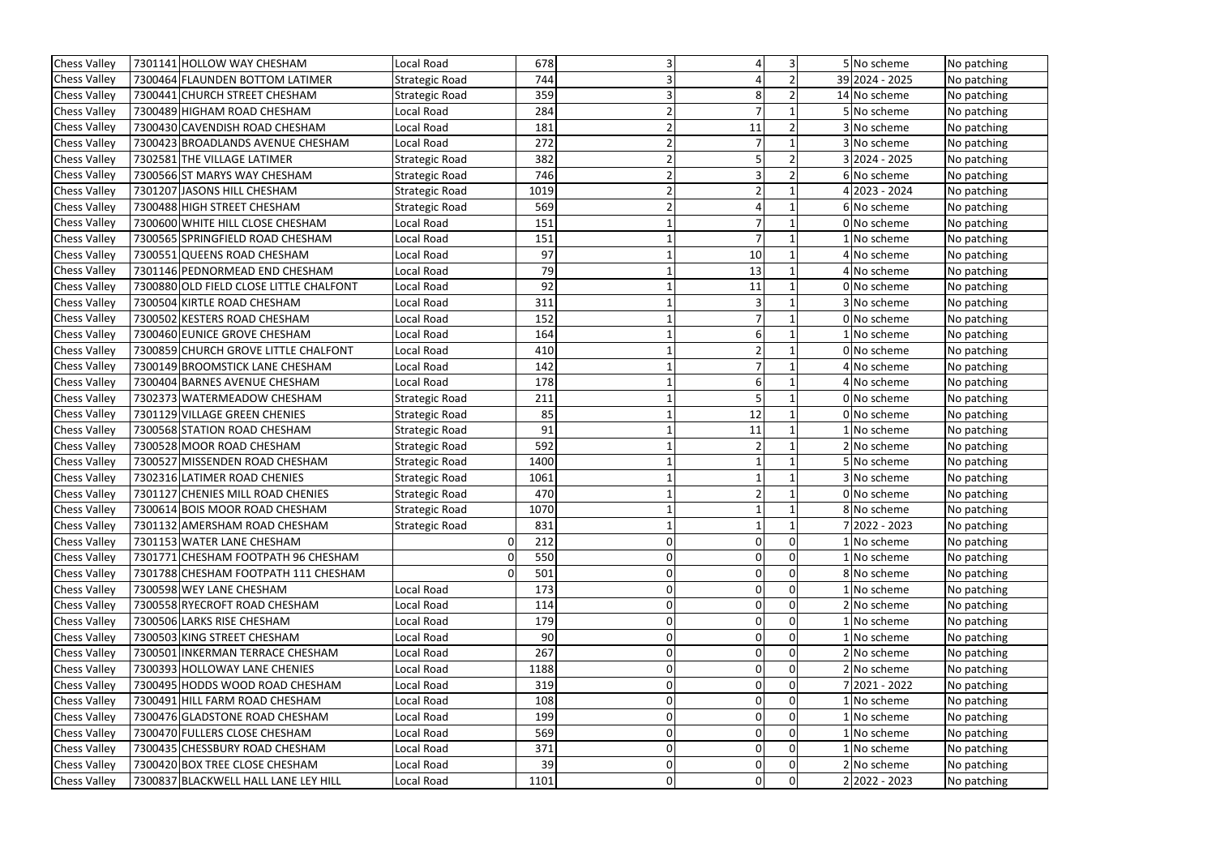| | | | | | | | | | | |
|---|---|---|---|---|---|---|---|---|---|---|
| Chess Valley | 7301141 | HOLLOW WAY CHESHAM | Local Road | 678 | 3 | 4 | 3 | 5 | No scheme | No patching |
| Chess Valley | 7300464 | FLAUNDEN BOTTOM LATIMER | Strategic Road | 744 | 3 | 4 | 2 | 39 | 2024 - 2025 | No patching |
| Chess Valley | 7300441 | CHURCH STREET CHESHAM | Strategic Road | 359 | 3 | 8 | 2 | 14 | No scheme | No patching |
| Chess Valley | 7300489 | HIGHAM ROAD CHESHAM | Local Road | 284 | 2 | 7 | 1 | 5 | No scheme | No patching |
| Chess Valley | 7300430 | CAVENDISH ROAD CHESHAM | Local Road | 181 | 2 | 11 | 2 | 3 | No scheme | No patching |
| Chess Valley | 7300423 | BROADLANDS AVENUE CHESHAM | Local Road | 272 | 2 | 7 | 1 | 3 | No scheme | No patching |
| Chess Valley | 7302581 | THE VILLAGE LATIMER | Strategic Road | 382 | 2 | 5 | 2 | 3 | 2024 - 2025 | No patching |
| Chess Valley | 7300566 | ST MARYS WAY CHESHAM | Strategic Road | 746 | 2 | 3 | 2 | 6 | No scheme | No patching |
| Chess Valley | 7301207 | JASONS HILL CHESHAM | Strategic Road | 1019 | 2 | 2 | 1 | 4 | 2023 - 2024 | No patching |
| Chess Valley | 7300488 | HIGH STREET CHESHAM | Strategic Road | 569 | 2 | 4 | 1 | 6 | No scheme | No patching |
| Chess Valley | 7300600 | WHITE HILL CLOSE CHESHAM | Local Road | 151 | 1 | 7 | 1 | 0 | No scheme | No patching |
| Chess Valley | 7300565 | SPRINGFIELD ROAD CHESHAM | Local Road | 151 | 1 | 7 | 1 | 1 | No scheme | No patching |
| Chess Valley | 7300551 | QUEENS ROAD CHESHAM | Local Road | 97 | 1 | 10 | 1 | 4 | No scheme | No patching |
| Chess Valley | 7301146 | PEDNORMEAD END CHESHAM | Local Road | 79 | 1 | 13 | 1 | 4 | No scheme | No patching |
| Chess Valley | 7300880 | OLD FIELD CLOSE LITTLE CHALFONT | Local Road | 92 | 1 | 11 | 1 | 0 | No scheme | No patching |
| Chess Valley | 7300504 | KIRTLE ROAD CHESHAM | Local Road | 311 | 1 | 3 | 1 | 3 | No scheme | No patching |
| Chess Valley | 7300502 | KESTERS ROAD CHESHAM | Local Road | 152 | 1 | 7 | 1 | 0 | No scheme | No patching |
| Chess Valley | 7300460 | EUNICE GROVE CHESHAM | Local Road | 164 | 1 | 6 | 1 | 1 | No scheme | No patching |
| Chess Valley | 7300859 | CHURCH GROVE LITTLE CHALFONT | Local Road | 410 | 1 | 2 | 1 | 0 | No scheme | No patching |
| Chess Valley | 7300149 | BROOMSTICK LANE CHESHAM | Local Road | 142 | 1 | 7 | 1 | 4 | No scheme | No patching |
| Chess Valley | 7300404 | BARNES AVENUE CHESHAM | Local Road | 178 | 1 | 6 | 1 | 4 | No scheme | No patching |
| Chess Valley | 7302373 | WATERMEADOW CHESHAM | Strategic Road | 211 | 1 | 5 | 1 | 0 | No scheme | No patching |
| Chess Valley | 7301129 | VILLAGE GREEN CHENIES | Strategic Road | 85 | 1 | 12 | 1 | 0 | No scheme | No patching |
| Chess Valley | 7300568 | STATION ROAD CHESHAM | Strategic Road | 91 | 1 | 11 | 1 | 1 | No scheme | No patching |
| Chess Valley | 7300528 | MOOR ROAD CHESHAM | Strategic Road | 592 | 1 | 2 | 1 | 2 | No scheme | No patching |
| Chess Valley | 7300527 | MISSENDEN ROAD CHESHAM | Strategic Road | 1400 | 1 | 1 | 1 | 5 | No scheme | No patching |
| Chess Valley | 7302316 | LATIMER ROAD CHENIES | Strategic Road | 1061 | 1 | 1 | 1 | 3 | No scheme | No patching |
| Chess Valley | 7301127 | CHENIES MILL ROAD CHENIES | Strategic Road | 470 | 1 | 2 | 1 | 0 | No scheme | No patching |
| Chess Valley | 7300614 | BOIS MOOR ROAD CHESHAM | Strategic Road | 1070 | 1 | 1 | 1 | 8 | No scheme | No patching |
| Chess Valley | 7301132 | AMERSHAM ROAD CHESHAM | Strategic Road | 831 | 1 | 1 | 1 | 7 | 2022 - 2023 | No patching |
| Chess Valley | 7301153 | WATER LANE CHESHAM | 0 | 212 | 0 | 0 | 0 | 1 | No scheme | No patching |
| Chess Valley | 7301771 | CHESHAM FOOTPATH 96 CHESHAM | 0 | 550 | 0 | 0 | 0 | 1 | No scheme | No patching |
| Chess Valley | 7301788 | CHESHAM FOOTPATH 111 CHESHAM | 0 | 501 | 0 | 0 | 0 | 8 | No scheme | No patching |
| Chess Valley | 7300598 | WEY LANE CHESHAM | Local Road | 173 | 0 | 0 | 0 | 1 | No scheme | No patching |
| Chess Valley | 7300558 | RYECROFT ROAD CHESHAM | Local Road | 114 | 0 | 0 | 0 | 2 | No scheme | No patching |
| Chess Valley | 7300506 | LARKS RISE CHESHAM | Local Road | 179 | 0 | 0 | 0 | 1 | No scheme | No patching |
| Chess Valley | 7300503 | KING STREET CHESHAM | Local Road | 90 | 0 | 0 | 0 | 1 | No scheme | No patching |
| Chess Valley | 7300501 | INKERMAN TERRACE CHESHAM | Local Road | 267 | 0 | 0 | 0 | 2 | No scheme | No patching |
| Chess Valley | 7300393 | HOLLOWAY LANE CHENIES | Local Road | 1188 | 0 | 0 | 0 | 2 | No scheme | No patching |
| Chess Valley | 7300495 | HODDS WOOD ROAD CHESHAM | Local Road | 319 | 0 | 0 | 0 | 7 | 2021 - 2022 | No patching |
| Chess Valley | 7300491 | HILL FARM ROAD CHESHAM | Local Road | 108 | 0 | 0 | 0 | 1 | No scheme | No patching |
| Chess Valley | 7300476 | GLADSTONE ROAD CHESHAM | Local Road | 199 | 0 | 0 | 0 | 1 | No scheme | No patching |
| Chess Valley | 7300470 | FULLERS CLOSE CHESHAM | Local Road | 569 | 0 | 0 | 0 | 1 | No scheme | No patching |
| Chess Valley | 7300435 | CHESSBURY ROAD CHESHAM | Local Road | 371 | 0 | 0 | 0 | 1 | No scheme | No patching |
| Chess Valley | 7300420 | BOX TREE CLOSE CHESHAM | Local Road | 39 | 0 | 0 | 0 | 2 | No scheme | No patching |
| Chess Valley | 7300837 | BLACKWELL HALL LANE LEY HILL | Local Road | 1101 | 0 | 0 | 0 | 2 | 2022 - 2023 | No patching |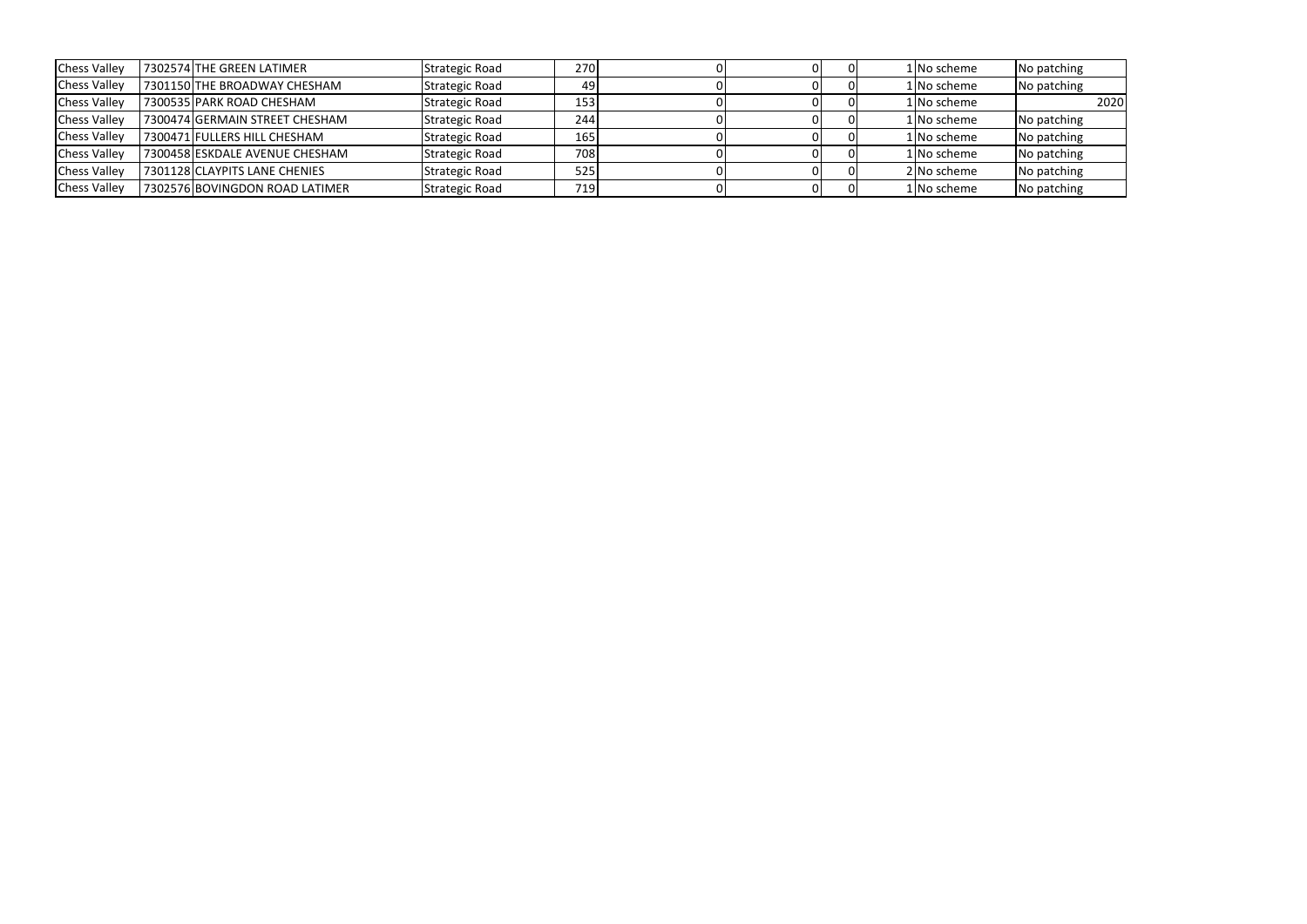| | | | | | | | | | | |
|---|---|---|---|---|---|---|---|---|---|---|
| Chess Valley | 7302574 | THE GREEN LATIMER | Strategic Road | 270 | 0 | 0 | 0 | 1 | No scheme | No patching |
| Chess Valley | 7301150 | THE BROADWAY CHESHAM | Strategic Road | 49 | 0 | 0 | 0 | 1 | No scheme | No patching |
| Chess Valley | 7300535 | PARK ROAD CHESHAM | Strategic Road | 153 | 0 | 0 | 0 | 1 | No scheme | 2020 |
| Chess Valley | 7300474 | GERMAIN STREET CHESHAM | Strategic Road | 244 | 0 | 0 | 0 | 1 | No scheme | No patching |
| Chess Valley | 7300471 | FULLERS HILL CHESHAM | Strategic Road | 165 | 0 | 0 | 0 | 1 | No scheme | No patching |
| Chess Valley | 7300458 | ESKDALE AVENUE CHESHAM | Strategic Road | 708 | 0 | 0 | 0 | 1 | No scheme | No patching |
| Chess Valley | 7301128 | CLAYPITS LANE CHENIES | Strategic Road | 525 | 0 | 0 | 0 | 2 | No scheme | No patching |
| Chess Valley | 7302576 | BOVINGDON ROAD LATIMER | Strategic Road | 719 | 0 | 0 | 0 | 1 | No scheme | No patching |